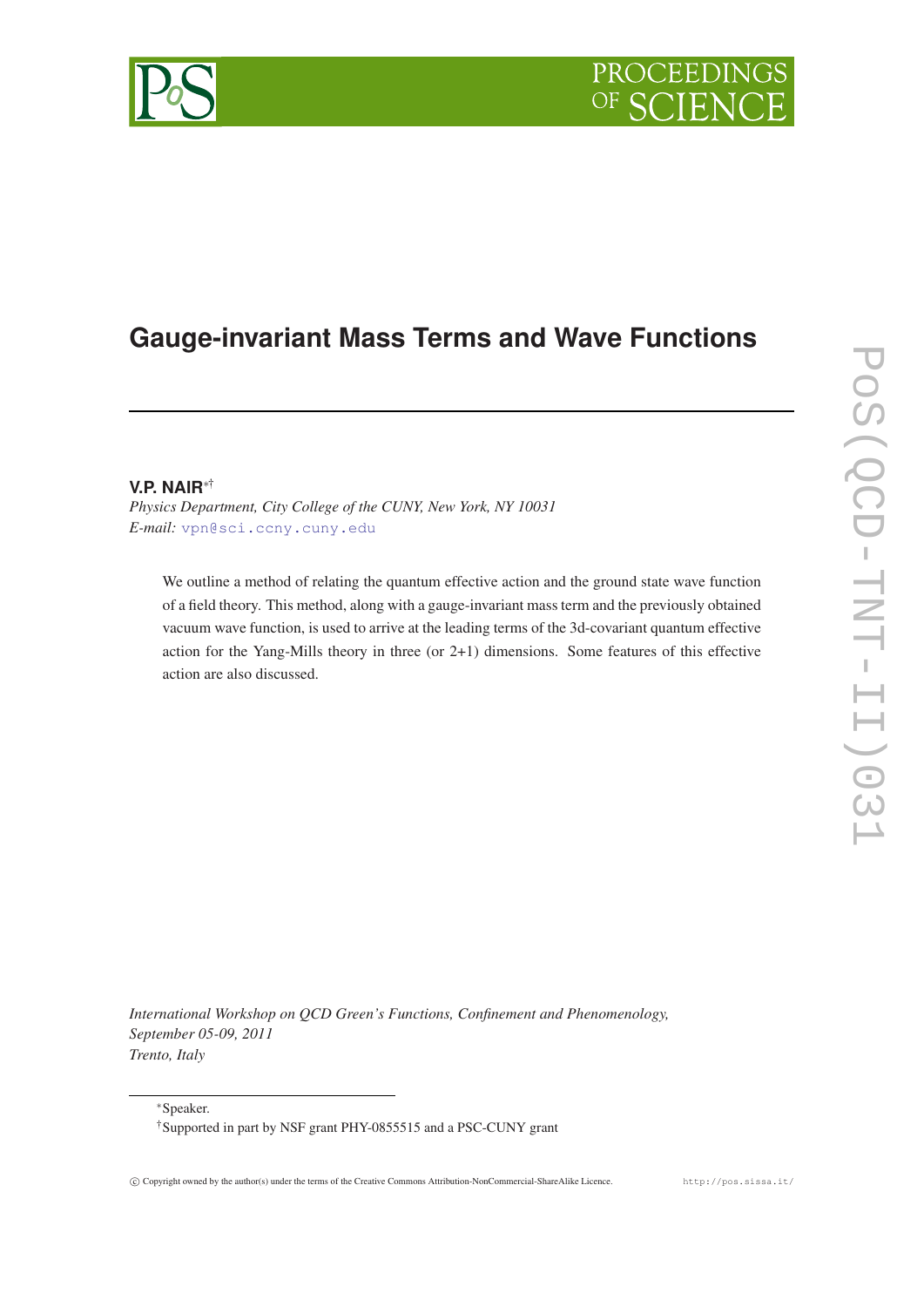# Gauge-invariant Mass Terms and Wave Functions

**V.P. NAIR**[*†]

*Physics Department, City College of the CUNY, New York, NY 10031*
*E-mail:* vpn@sci.ccny.cuny.edu

We outline a method of relating the quantum effective action and the ground state wave function of a field theory. This method, along with a gauge-invariant mass term and the previously obtained vacuum wave function, is used to arrive at the leading terms of the 3d-covariant quantum effective action for the Yang-Mills theory in three (or 2+1) dimensions. Some features of this effective action are also discussed.

*International Workshop on QCD Green's Functions, Confinement and Phenomenology,*
*September 05-09, 2011*
*Trento, Italy*

[*]Speaker.
[†]Supported in part by NSF grant PHY-0855515 and a PSC-CUNY grant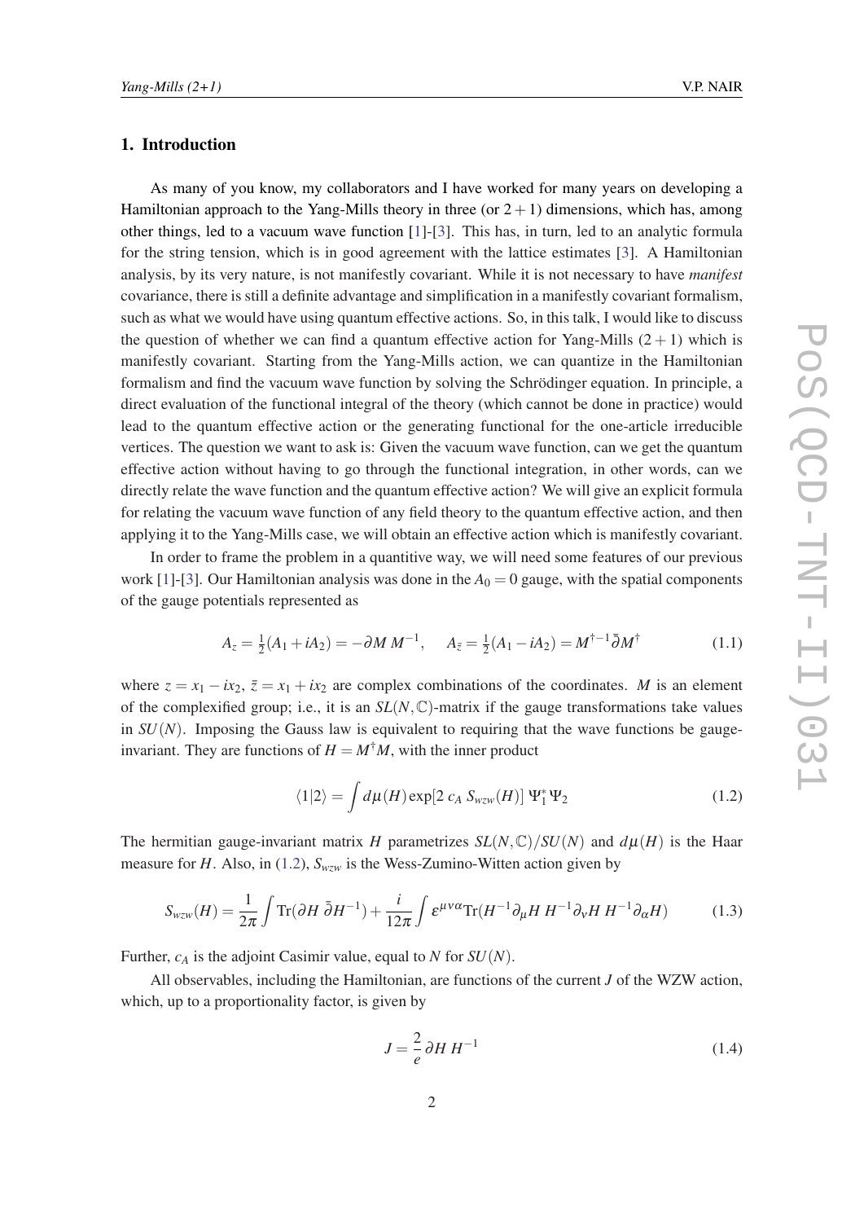## 1. Introduction

As many of you know, my collaborators and I have worked for many years on developing a Hamiltonian approach to the Yang-Mills theory in three (or $2+1$) dimensions, which has, among other things, led to a vacuum wave function [1]-[3]. This has, in turn, led to an analytic formula for the string tension, which is in good agreement with the lattice estimates [3]. A Hamiltonian analysis, by its very nature, is not manifestly covariant. While it is not necessary to have *manifest* covariance, there is still a definite advantage and simplification in a manifestly covariant formalism, such as what we would have using quantum effective actions. So, in this talk, I would like to discuss the question of whether we can find a quantum effective action for Yang-Mills $(2+1)$ which is manifestly covariant. Starting from the Yang-Mills action, we can quantize in the Hamiltonian formalism and find the vacuum wave function by solving the Schrödinger equation. In principle, a direct evaluation of the functional integral of the theory (which cannot be done in practice) would lead to the quantum effective action or the generating functional for the one-article irreducible vertices. The question we want to ask is: Given the vacuum wave function, can we get the quantum effective action without having to go through the functional integration, in other words, can we directly relate the wave function and the quantum effective action? We will give an explicit formula for relating the vacuum wave function of any field theory to the quantum effective action, and then applying it to the Yang-Mills case, we will obtain an effective action which is manifestly covariant.

In order to frame the problem in a quantitive way, we will need some features of our previous work [1]-[3]. Our Hamiltonian analysis was done in the $A_0 = 0$ gauge, with the spatial components of the gauge potentials represented as

$$A_z = \tfrac{1}{2}(A_1 + iA_2) = -\partial M\, M^{-1}, \qquad A_{\bar{z}} = \tfrac{1}{2}(A_1 - iA_2) = M^{\dagger -1}\bar{\partial} M^{\dagger} \tag{1.1}$$

where $z = x_1 - ix_2$, $\bar{z} = x_1 + ix_2$ are complex combinations of the coordinates. $M$ is an element of the complexified group; i.e., it is an $SL(N,\mathbb{C})$-matrix if the gauge transformations take values in $SU(N)$. Imposing the Gauss law is equivalent to requiring that the wave functions be gauge-invariant. They are functions of $H = M^{\dagger}M$, with the inner product

$$\langle 1|2\rangle = \int d\mu(H) \exp[2\, c_A\, S_{wzw}(H)]\; \Psi_1^* \Psi_2 \tag{1.2}$$

The hermitian gauge-invariant matrix $H$ parametrizes $SL(N,\mathbb{C})/SU(N)$ and $d\mu(H)$ is the Haar measure for $H$. Also, in (1.2), $S_{wzw}$ is the Wess-Zumino-Witten action given by

$$S_{wzw}(H) = \frac{1}{2\pi}\int \mathrm{Tr}(\partial H\, \bar{\partial} H^{-1}) + \frac{i}{12\pi}\int \varepsilon^{\mu\nu\alpha}\mathrm{Tr}(H^{-1}\partial_{\mu}H\, H^{-1}\partial_{\nu}H\, H^{-1}\partial_{\alpha}H) \tag{1.3}$$

Further, $c_A$ is the adjoint Casimir value, equal to $N$ for $SU(N)$.

All observables, including the Hamiltonian, are functions of the current $J$ of the WZW action, which, up to a proportionality factor, is given by

$$J = \frac{2}{e}\,\partial H\, H^{-1} \tag{1.4}$$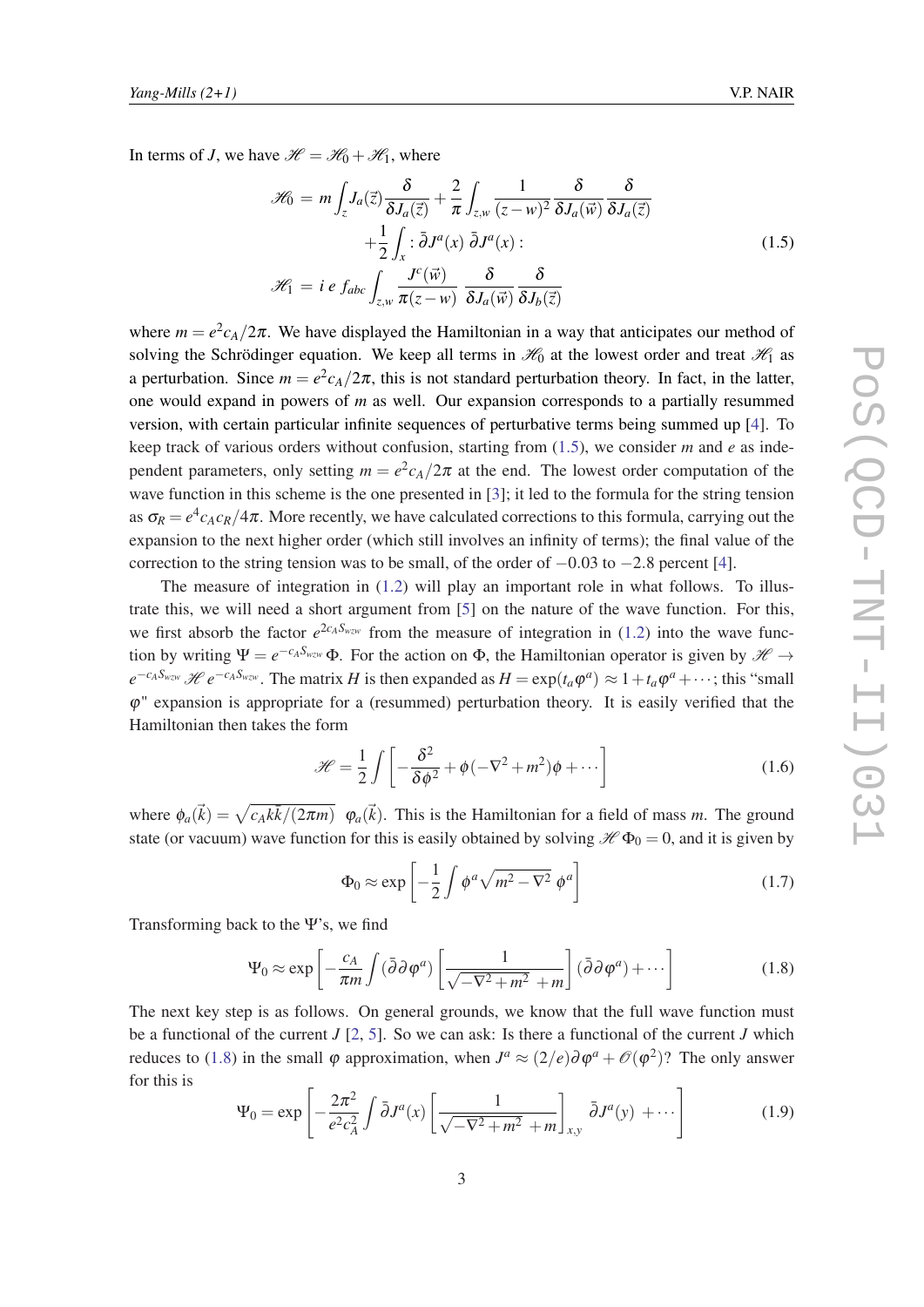In terms of $J$, we have $\mathscr{H} = \mathscr{H}_0 + \mathscr{H}_1$, where

$$
\begin{aligned}
\mathscr{H}_0 &= m \int_z J_a(\vec{z}) \frac{\delta}{\delta J_a(\vec{z})} + \frac{2}{\pi} \int_{z,w} \frac{1}{(z-w)^2} \frac{\delta}{\delta J_a(\vec{w})} \frac{\delta}{\delta J_a(\vec{z})} \\
&\quad + \frac{1}{2} \int_x : \bar{\partial} J^a(x)\, \bar{\partial} J^a(x) : \\
\mathscr{H}_1 &= i\, e\, f_{abc} \int_{z,w} \frac{J^c(\vec{w})}{\pi(z-w)} \frac{\delta}{\delta J_a(\vec{w})} \frac{\delta}{\delta J_b(\vec{z})}
\end{aligned}
\tag{1.5}
$$

where $m = e^2 c_A / 2\pi$. We have displayed the Hamiltonian in a way that anticipates our method of solving the Schrödinger equation. We keep all terms in $\mathscr{H}_0$ at the lowest order and treat $\mathscr{H}_1$ as a perturbation. Since $m = e^2 c_A/2\pi$, this is not standard perturbation theory. In fact, in the latter, one would expand in powers of $m$ as well. Our expansion corresponds to a partially resummed version, with certain particular infinite sequences of perturbative terms being summed up [4]. To keep track of various orders without confusion, starting from (1.5), we consider $m$ and $e$ as independent parameters, only setting $m = e^2 c_A/2\pi$ at the end. The lowest order computation of the wave function in this scheme is the one presented in [3]; it led to the formula for the string tension as $\sigma_R = e^4 c_A c_R / 4\pi$. More recently, we have calculated corrections to this formula, carrying out the expansion to the next higher order (which still involves an infinity of terms); the final value of the correction to the string tension was to be small, of the order of $-0.03$ to $-2.8$ percent [4].

The measure of integration in (1.2) will play an important role in what follows. To illustrate this, we will need a short argument from [5] on the nature of the wave function. For this, we first absorb the factor $e^{2c_A S_{wzw}}$ from the measure of integration in (1.2) into the wave function by writing $\Psi = e^{-c_A S_{wzw}}\, \Phi$. For the action on $\Phi$, the Hamiltonian operator is given by $\mathscr{H} \to e^{-c_A S_{wzw}}\, \mathscr{H}\, e^{-c_A S_{wzw}}$. The matrix $H$ is then expanded as $H = \exp(t_a \varphi^a) \approx 1 + t_a \varphi^a + \cdots$; this "small $\varphi$" expansion is appropriate for a (resummed) perturbation theory. It is easily verified that the Hamiltonian then takes the form

$$
\mathscr{H} = \frac{1}{2} \int \left[ -\frac{\delta^2}{\delta \phi^2} + \phi(-\nabla^2 + m^2)\phi + \cdots \right]
\tag{1.6}
$$

where $\phi_a(\vec{k}) = \sqrt{c_A k \bar{k}/(2\pi m)}\ \varphi_a(\vec{k})$. This is the Hamiltonian for a field of mass $m$. The ground state (or vacuum) wave function for this is easily obtained by solving $\mathscr{H}\,\Phi_0 = 0$, and it is given by

$$
\Phi_0 \approx \exp\left[ -\frac{1}{2} \int \phi^a \sqrt{m^2 - \nabla^2}\ \phi^a \right]
\tag{1.7}
$$

Transforming back to the $\Psi$'s, we find

$$
\Psi_0 \approx \exp\left[ -\frac{c_A}{\pi m} \int (\bar{\partial}\partial \varphi^a) \left[ \frac{1}{\sqrt{-\nabla^2 + m^2}\ + m} \right] (\bar{\partial}\partial \varphi^a) + \cdots \right]
\tag{1.8}
$$

The next key step is as follows. On general grounds, we know that the full wave function must be a functional of the current $J$ [2, 5]. So we can ask: Is there a functional of the current $J$ which reduces to (1.8) in the small $\varphi$ approximation, when $J^a \approx (2/e)\partial \varphi^a + \mathscr{O}(\varphi^2)$? The only answer for this is

$$
\Psi_0 = \exp\left[ -\frac{2\pi^2}{e^2 c_A^2} \int \bar{\partial} J^a(x) \left[ \frac{1}{\sqrt{-\nabla^2 + m^2}\ + m} \right]_{x,y} \bar{\partial} J^a(y)\ + \cdots \right]
\tag{1.9}
$$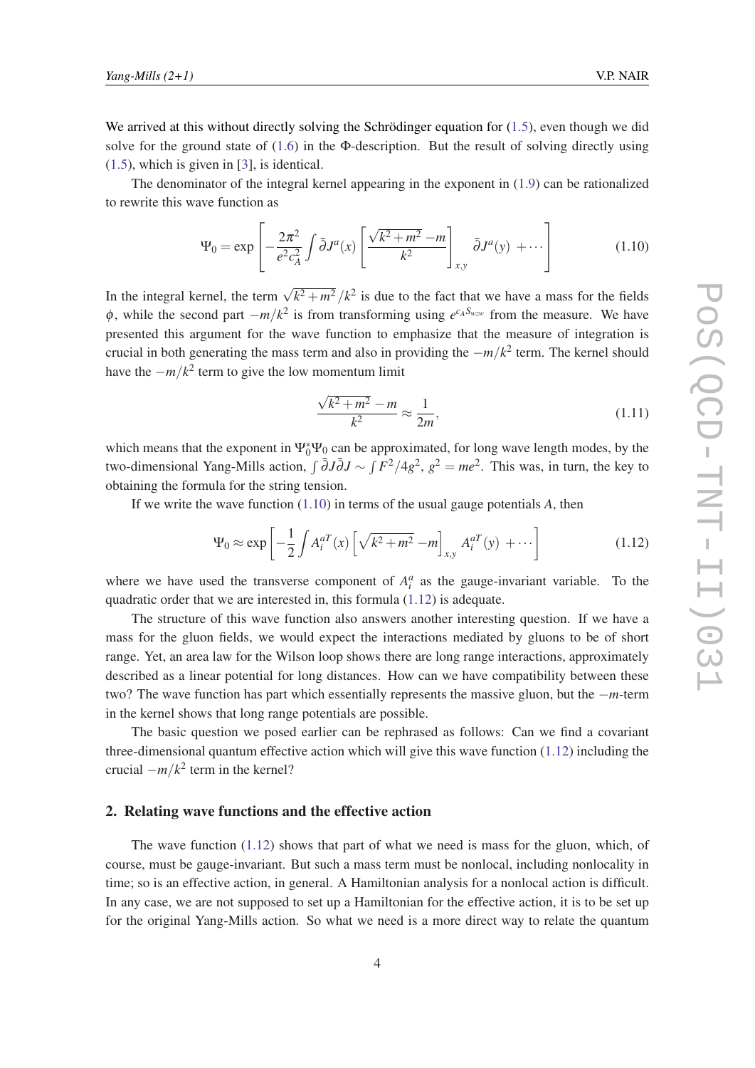We arrived at this without directly solving the Schrödinger equation for (1.5), even though we did solve for the ground state of (1.6) in the $\Phi$-description. But the result of solving directly using (1.5), which is given in [3], is identical.

The denominator of the integral kernel appearing in the exponent in (1.9) can be rationalized to rewrite this wave function as

$$\Psi_0 = \exp\left[ -\frac{2\pi^2}{e^2 c_A^2} \int \bar{\partial} J^a(x) \left[ \frac{\sqrt{k^2+m^2} - m}{k^2} \right]_{x,y} \bar{\partial} J^a(y) \; + \cdots \right] \tag{1.10}$$

In the integral kernel, the term $\sqrt{k^2+m^2}/k^2$ is due to the fact that we have a mass for the fields $\phi$, while the second part $-m/k^2$ is from transforming using $e^{c_A S_{wzw}}$ from the measure. We have presented this argument for the wave function to emphasize that the measure of integration is crucial in both generating the mass term and also in providing the $-m/k^2$ term. The kernel should have the $-m/k^2$ term to give the low momentum limit

$$\frac{\sqrt{k^2+m^2} - m}{k^2} \approx \frac{1}{2m}, \tag{1.11}$$

which means that the exponent in $\Psi_0^* \Psi_0$ can be approximated, for long wave length modes, by the two-dimensional Yang-Mills action, $\int \bar{\partial} J \bar{\partial} J \sim \int F^2/4g^2$, $g^2 = me^2$. This was, in turn, the key to obtaining the formula for the string tension.

If we write the wave function (1.10) in terms of the usual gauge potentials $A$, then

$$\Psi_0 \approx \exp\left[ -\frac{1}{2} \int A_i^{aT}(x) \left[ \sqrt{k^2+m^2} - m \right]_{x,y} A_i^{aT}(y) \; + \cdots \right] \tag{1.12}$$

where we have used the transverse component of $A_i^a$ as the gauge-invariant variable. To the quadratic order that we are interested in, this formula (1.12) is adequate.

The structure of this wave function also answers another interesting question. If we have a mass for the gluon fields, we would expect the interactions mediated by gluons to be of short range. Yet, an area law for the Wilson loop shows there are long range interactions, approximately described as a linear potential for long distances. How can we have compatibility between these two? The wave function has part which essentially represents the massive gluon, but the $-m$-term in the kernel shows that long range potentials are possible.

The basic question we posed earlier can be rephrased as follows: Can we find a covariant three-dimensional quantum effective action which will give this wave function (1.12) including the crucial $-m/k^2$ term in the kernel?

## 2. Relating wave functions and the effective action

The wave function (1.12) shows that part of what we need is mass for the gluon, which, of course, must be gauge-invariant. But such a mass term must be nonlocal, including nonlocality in time; so is an effective action, in general. A Hamiltonian analysis for a nonlocal action is difficult. In any case, we are not supposed to set up a Hamiltonian for the effective action, it is to be set up for the original Yang-Mills action. So what we need is a more direct way to relate the quantum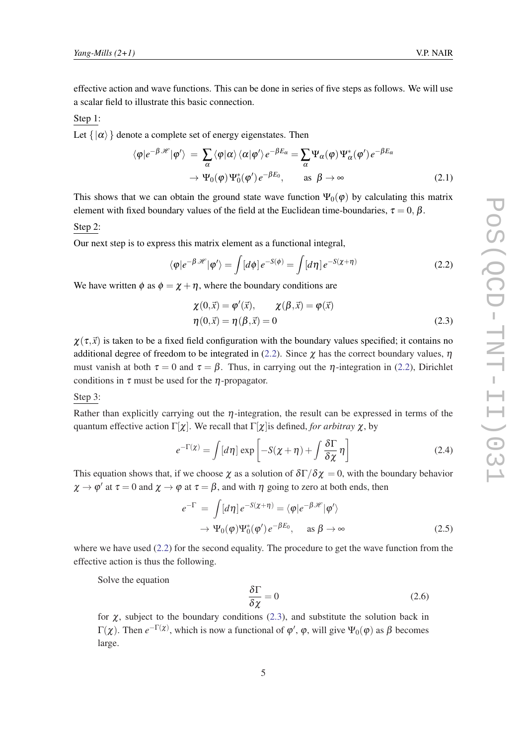effective action and wave functions. This can be done in series of five steps as follows. We will use a scalar field to illustrate this basic connection.

Step 1:

Let $\{|\alpha\rangle\}$ denote a complete set of energy eigenstates. Then

$$\begin{aligned}\langle\varphi|e^{-\beta\mathscr{H}}|\varphi'\rangle &= \sum_\alpha \langle\varphi|\alpha\rangle\langle\alpha|\varphi'\rangle e^{-\beta E_\alpha} = \sum_\alpha \Psi_\alpha(\varphi)\Psi^*_\alpha(\varphi')e^{-\beta E_\alpha}\\ &\to \Psi_0(\varphi)\Psi^*_0(\varphi')e^{-\beta E_0}, \qquad \text{as } \beta\to\infty \end{aligned}\tag{2.1}$$

This shows that we can obtain the ground state wave function $\Psi_0(\varphi)$ by calculating this matrix element with fixed boundary values of the field at the Euclidean time-boundaries, $\tau = 0, \beta$.

Step 2:

Our next step is to express this matrix element as a functional integral,

$$\langle\varphi|e^{-\beta\mathscr{H}}|\varphi'\rangle = \int [d\phi]\, e^{-S(\phi)} = \int [d\eta]\, e^{-S(\chi+\eta)}\tag{2.2}$$

We have written $\phi$ as $\phi = \chi + \eta$, where the boundary conditions are

$$\begin{aligned}&\chi(0,\vec{x}) = \varphi'(\vec{x}), \qquad \chi(\beta,\vec{x}) = \varphi(\vec{x})\\ &\eta(0,\vec{x}) = \eta(\beta,\vec{x}) = 0\end{aligned}\tag{2.3}$$

$\chi(\tau,\vec{x})$ is taken to be a fixed field configuration with the boundary values specified; it contains no additional degree of freedom to be integrated in (2.2). Since $\chi$ has the correct boundary values, $\eta$ must vanish at both $\tau = 0$ and $\tau = \beta$. Thus, in carrying out the $\eta$-integration in (2.2), Dirichlet conditions in $\tau$ must be used for the $\eta$-propagator.

Step 3:

Rather than explicitly carrying out the $\eta$-integration, the result can be expressed in terms of the quantum effective action $\Gamma[\chi]$. We recall that $\Gamma[\chi]$is defined, *for arbitray* $\chi$, by

$$e^{-\Gamma(\chi)} = \int [d\eta]\, \exp\left[-S(\chi+\eta) + \int \frac{\delta\Gamma}{\delta\chi}\,\eta\right]\tag{2.4}$$

This equation shows that, if we choose $\chi$ as a solution of $\delta\Gamma/\delta\chi = 0$, with the boundary behavior $\chi\to\varphi'$ at $\tau = 0$ and $\chi\to\varphi$ at $\tau = \beta$, and with $\eta$ going to zero at both ends, then

$$\begin{aligned}e^{-\Gamma} &= \int [d\eta]\, e^{-S(\chi+\eta)} = \langle\varphi|e^{-\beta\mathscr{H}}|\varphi'\rangle\\ &\to \Psi_0(\varphi)\Psi^*_0(\varphi')e^{-\beta E_0}, \quad \text{as } \beta\to\infty\end{aligned}\tag{2.5}$$

where we have used (2.2) for the second equality. The procedure to get the wave function from the effective action is thus the following.

Solve the equation

$$\frac{\delta\Gamma}{\delta\chi} = 0\tag{2.6}$$

for $\chi$, subject to the boundary conditions (2.3), and substitute the solution back in $\Gamma(\chi)$. Then $e^{-\Gamma(\chi)}$, which is now a functional of $\varphi'$, $\varphi$, will give $\Psi_0(\varphi)$ as $\beta$ becomes large.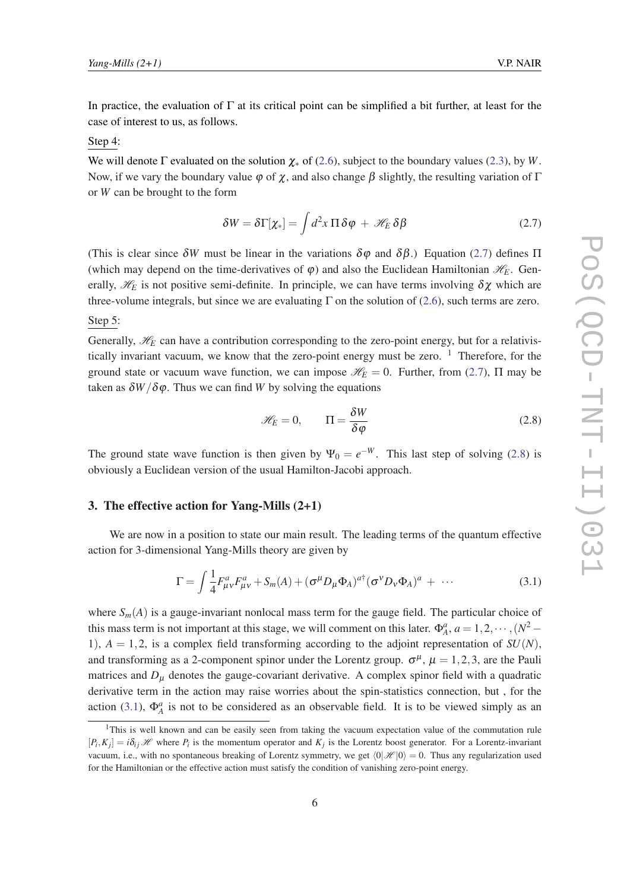In practice, the evaluation of $\Gamma$ at its critical point can be simplified a bit further, at least for the case of interest to us, as follows.

Step 4:

We will denote $\Gamma$ evaluated on the solution $\chi_*$ of (2.6), subject to the boundary values (2.3), by $W$. Now, if we vary the boundary value $\varphi$ of $\chi$, and also change $\beta$ slightly, the resulting variation of $\Gamma$ or $W$ can be brought to the form

$$\delta W = \delta \Gamma[\chi_*] = \int d^2x \, \Pi \, \delta\varphi \; + \; \mathscr{H}_E \, \delta\beta \tag{2.7}$$

(This is clear since $\delta W$ must be linear in the variations $\delta\varphi$ and $\delta\beta$.) Equation (2.7) defines $\Pi$ (which may depend on the time-derivatives of $\varphi$) and also the Euclidean Hamiltonian $\mathscr{H}_E$. Generally, $\mathscr{H}_E$ is not positive semi-definite. In principle, we can have terms involving $\delta\chi$ which are three-volume integrals, but since we are evaluating $\Gamma$ on the solution of (2.6), such terms are zero.

Step 5:

Generally, $\mathscr{H}_E$ can have a contribution corresponding to the zero-point energy, but for a relativistically invariant vacuum, we know that the zero-point energy must be zero. [1] Therefore, for the ground state or vacuum wave function, we can impose $\mathscr{H}_E = 0$. Further, from (2.7), $\Pi$ may be taken as $\delta W/\delta\varphi$. Thus we can find $W$ by solving the equations

$$\mathscr{H}_E = 0, \qquad \Pi = \frac{\delta W}{\delta \varphi} \tag{2.8}$$

The ground state wave function is then given by $\Psi_0 = e^{-W}$. This last step of solving (2.8) is obviously a Euclidean version of the usual Hamilton-Jacobi approach.

## 3. The effective action for Yang-Mills (2+1)

We are now in a position to state our main result. The leading terms of the quantum effective action for 3-dimensional Yang-Mills theory are given by

$$\Gamma = \int \frac{1}{4} F^a_{\mu\nu} F^a_{\mu\nu} + S_m(A) + (\sigma^\mu D_\mu \Phi_A)^{a\dagger} (\sigma^\nu D_\nu \Phi_A)^a \; + \; \cdots \tag{3.1}$$

where $S_m(A)$ is a gauge-invariant nonlocal mass term for the gauge field. The particular choice of this mass term is not important at this stage, we will comment on this later. $\Phi^a_A$, $a = 1, 2, \cdots, (N^2 - 1)$, $A = 1, 2$, is a complex field transforming according to the adjoint representation of $SU(N)$, and transforming as a 2-component spinor under the Lorentz group. $\sigma^\mu$, $\mu = 1, 2, 3$, are the Pauli matrices and $D_\mu$ denotes the gauge-covariant derivative. A complex spinor field with a quadratic derivative term in the action may raise worries about the spin-statistics connection, but , for the action (3.1), $\Phi^a_A$ is not to be considered as an observable field. It is to be viewed simply as an

[1] This is well known and can be easily seen from taking the vacuum expectation value of the commutation rule $[P_i, K_j] = i\delta_{ij}\mathscr{H}$ where $P_i$ is the momentum operator and $K_j$ is the Lorentz boost generator. For a Lorentz-invariant vacuum, i.e., with no spontaneous breaking of Lorentz symmetry, we get $\langle 0|\mathscr{H}|0\rangle = 0$. Thus any regularization used for the Hamiltonian or the effective action must satisfy the condition of vanishing zero-point energy.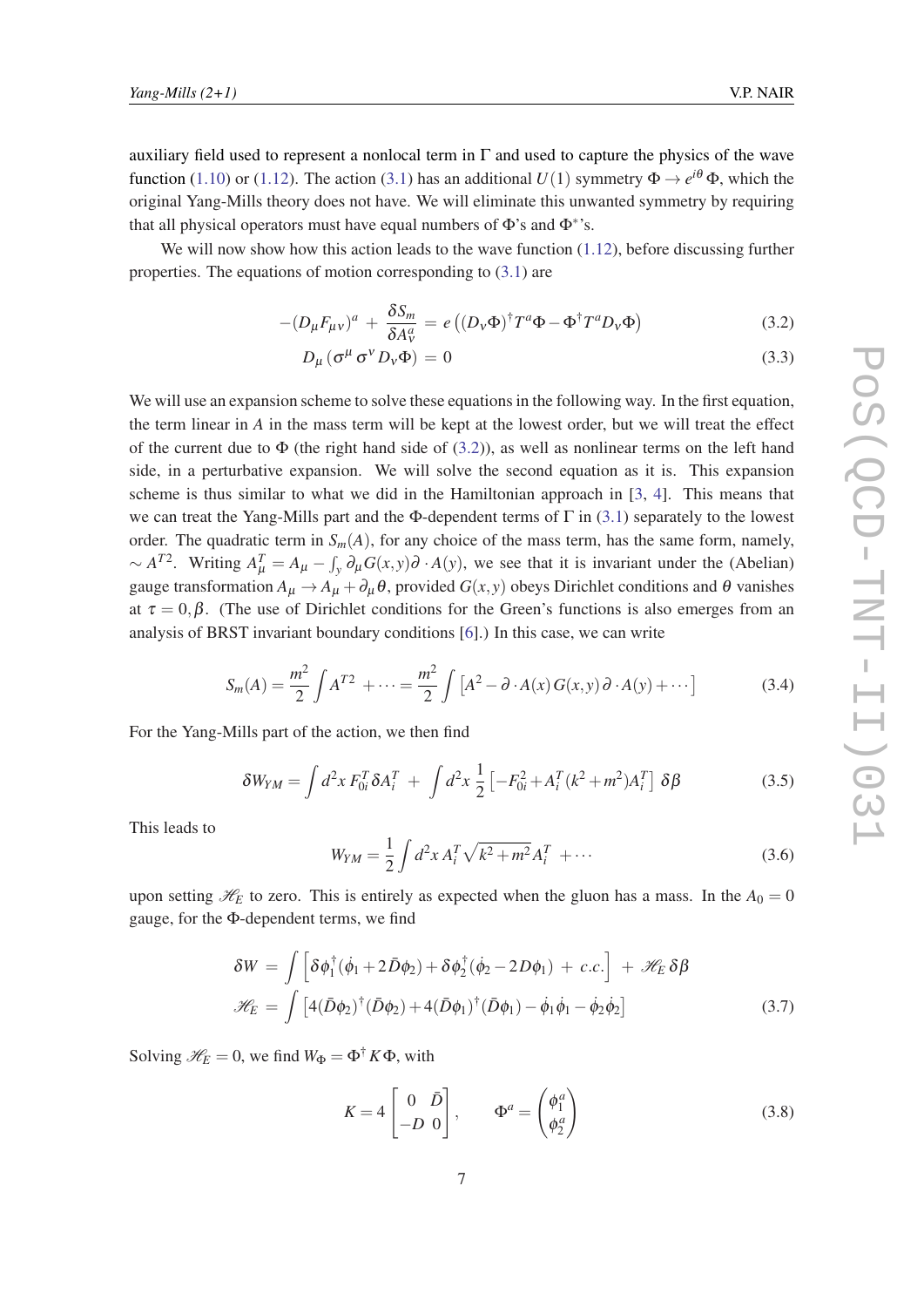auxiliary field used to represent a nonlocal term in $\Gamma$ and used to capture the physics of the wave function (1.10) or (1.12). The action (3.1) has an additional $U(1)$ symmetry $\Phi \to e^{i\theta}\Phi$, which the original Yang-Mills theory does not have. We will eliminate this unwanted symmetry by requiring that all physical operators must have equal numbers of $\Phi$'s and $\Phi^*$'s.

We will now show how this action leads to the wave function (1.12), before discussing further properties. The equations of motion corresponding to (3.1) are

$$
-(D_\mu F_{\mu\nu})^a + \frac{\delta S_m}{\delta A^a_\nu} = e\left((D_\nu\Phi)^\dagger T^a \Phi - \Phi^\dagger T^a D_\nu \Phi\right) \tag{3.2}
$$

$$
D_\mu\left(\sigma^\mu\,\sigma^\nu\, D_\nu\Phi\right) = 0 \tag{3.3}
$$

We will use an expansion scheme to solve these equations in the following way. In the first equation, the term linear in $A$ in the mass term will be kept at the lowest order, but we will treat the effect of the current due to $\Phi$ (the right hand side of (3.2)), as well as nonlinear terms on the left hand side, in a perturbative expansion. We will solve the second equation as it is. This expansion scheme is thus similar to what we did in the Hamiltonian approach in [3, 4]. This means that we can treat the Yang-Mills part and the $\Phi$-dependent terms of $\Gamma$ in (3.1) separately to the lowest order. The quadratic term in $S_m(A)$, for any choice of the mass term, has the same form, namely, $\sim A^{T2}$. Writing $A^T_\mu = A_\mu - \int_y \partial_\mu G(x,y)\partial\cdot A(y)$, we see that it is invariant under the (Abelian) gauge transformation $A_\mu \to A_\mu + \partial_\mu\theta$, provided $G(x,y)$ obeys Dirichlet conditions and $\theta$ vanishes at $\tau = 0, \beta$. (The use of Dirichlet conditions for the Green's functions is also emerges from an analysis of BRST invariant boundary conditions [6].) In this case, we can write

$$
S_m(A) = \frac{m^2}{2}\int A^{T2} + \cdots = \frac{m^2}{2}\int \left[A^2 - \partial\cdot A(x)\,G(x,y)\,\partial\cdot A(y) + \cdots\right] \tag{3.4}
$$

For the Yang-Mills part of the action, we then find

$$
\delta W_{YM} = \int d^2x\, F^T_{0i}\,\delta A^T_i + \int d^2x\,\frac{1}{2}\left[-F^2_{0i} + A^T_i(k^2+m^2)A^T_i\right]\delta\beta \tag{3.5}
$$

This leads to

$$
W_{YM} = \frac{1}{2}\int d^2x\, A^T_i\sqrt{k^2+m^2}\,A^T_i + \cdots \tag{3.6}
$$

upon setting $\mathscr{H}_E$ to zero. This is entirely as expected when the gluon has a mass. In the $A_0 = 0$ gauge, for the $\Phi$-dependent terms, we find

$$
\begin{aligned}
\delta W &= \int \left[\delta\phi_1^\dagger(\dot\phi_1 + 2\bar D\phi_2) + \delta\phi_2^\dagger(\dot\phi_2 - 2D\phi_1) + c.c.\right] + \mathscr{H}_E\,\delta\beta \\
\mathscr{H}_E &= \int \left[4(\bar D\phi_2)^\dagger(\bar D\phi_2) + 4(\bar D\phi_1)^\dagger(\bar D\phi_1) - \dot\phi_1\dot\phi_1 - \dot\phi_2\dot\phi_2\right]
\end{aligned} \tag{3.7}
$$

Solving $\mathscr{H}_E = 0$, we find $W_\Phi = \Phi^\dagger K\,\Phi$, with

$$
K = 4\begin{bmatrix} 0 & \bar D \\ -D & 0\end{bmatrix}, \qquad \Phi^a = \begin{pmatrix}\phi^a_1 \\ \phi^a_2\end{pmatrix} \tag{3.8}
$$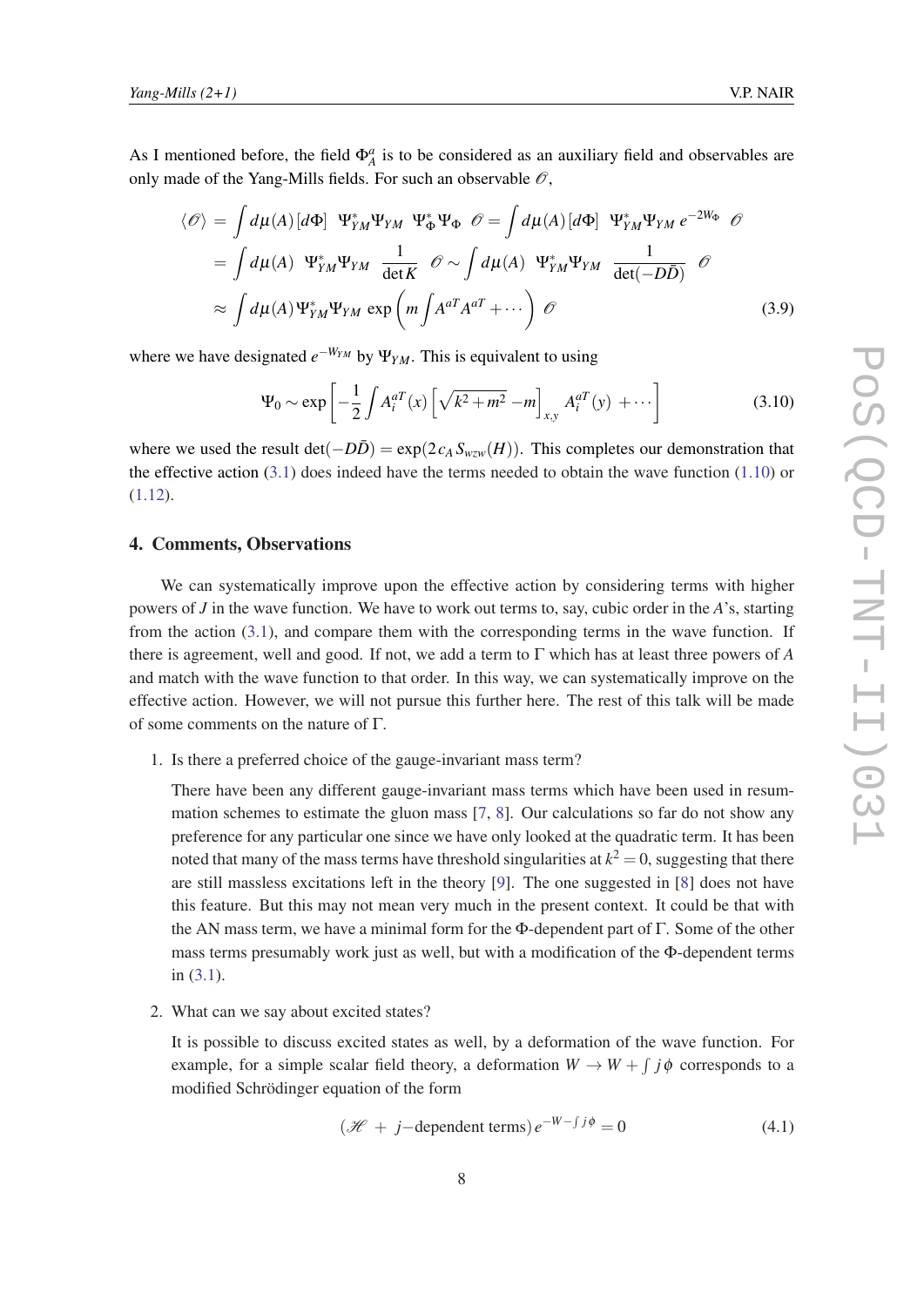As I mentioned before, the field $\Phi^a_A$ is to be considered as an auxiliary field and observables are only made of the Yang-Mills fields. For such an observable $\mathscr{O}$,

$$
\begin{aligned}
\langle \mathscr{O} \rangle &= \int d\mu(A)\,[d\Phi]\ \ \Psi^*_{YM}\Psi_{YM}\ \ \Psi^*_\Phi \Psi_\Phi\ \ \mathscr{O} = \int d\mu(A)\,[d\Phi]\ \ \Psi^*_{YM}\Psi_{YM}\, e^{-2W_\Phi}\ \ \mathscr{O} \\
&= \int d\mu(A)\ \ \Psi^*_{YM}\Psi_{YM}\ \ \frac{1}{\det K}\ \ \mathscr{O} \sim \int d\mu(A)\ \ \Psi^*_{YM}\Psi_{YM}\ \ \frac{1}{\det(-D\bar{D})}\ \ \mathscr{O} \\
&\approx \int d\mu(A) \Psi^*_{YM}\Psi_{YM}\ \exp\left( m \int A^{aT} A^{aT} + \cdots \right)\ \mathscr{O}
\end{aligned}
\tag{3.9}
$$

where we have designated $e^{-W_{YM}}$ by $\Psi_{YM}$. This is equivalent to using

$$
\Psi_0 \sim \exp\left[ -\frac{1}{2} \int A^{aT}_i(x) \left[ \sqrt{k^2+m^2} - m \right]_{x,y} A^{aT}_i(y)\ + \cdots \right]
\tag{3.10}
$$

where we used the result $\det(-D\bar{D}) = \exp(2\,c_A\, S_{wzw}(H))$. This completes our demonstration that the effective action (3.1) does indeed have the terms needed to obtain the wave function (1.10) or (1.12).

## 4. Comments, Observations

We can systematically improve upon the effective action by considering terms with higher powers of $J$ in the wave function. We have to work out terms to, say, cubic order in the $A$'s, starting from the action (3.1), and compare them with the corresponding terms in the wave function. If there is agreement, well and good. If not, we add a term to $\Gamma$ which has at least three powers of $A$ and match with the wave function to that order. In this way, we can systematically improve on the effective action. However, we will not pursue this further here. The rest of this talk will be made of some comments on the nature of $\Gamma$.

1. Is there a preferred choice of the gauge-invariant mass term?

   There have been any different gauge-invariant mass terms which have been used in resummation schemes to estimate the gluon mass [7, 8]. Our calculations so far do not show any preference for any particular one since we have only looked at the quadratic term. It has been noted that many of the mass terms have threshold singularities at $k^2 = 0$, suggesting that there are still massless excitations left in the theory [9]. The one suggested in [8] does not have this feature. But this may not mean very much in the present context. It could be that with the AN mass term, we have a minimal form for the $\Phi$-dependent part of $\Gamma$. Some of the other mass terms presumably work just as well, but with a modification of the $\Phi$-dependent terms in (3.1).

2. What can we say about excited states?

   It is possible to discuss excited states as well, by a deformation of the wave function. For example, for a simple scalar field theory, a deformation $W \to W + \int j\,\phi$ corresponds to a modified Schrödinger equation of the form

$$
(\mathscr{H}\ +\ j\text{−dependent terms})\, e^{-W - \int j\phi} = 0
\tag{4.1}
$$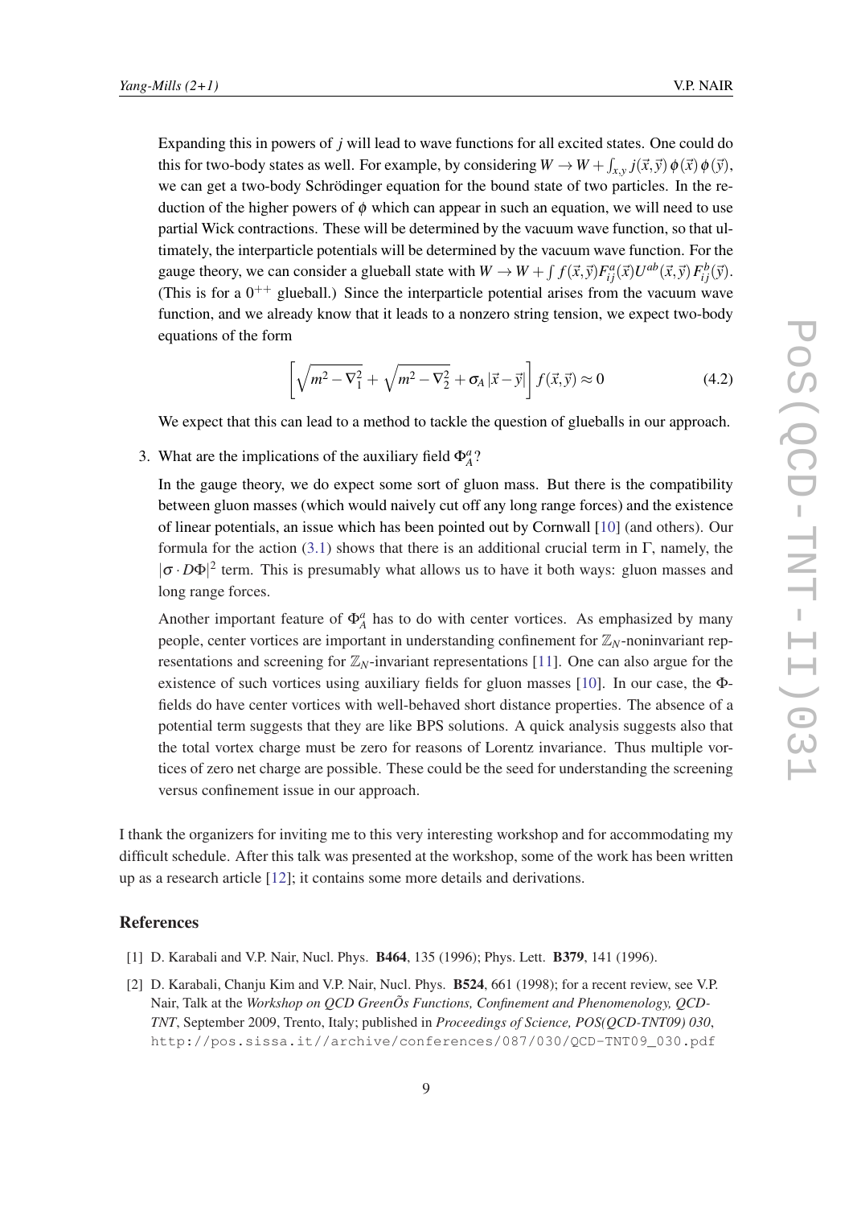Expanding this in powers of $j$ will lead to wave functions for all excited states. One could do this for two-body states as well. For example, by considering $W \rightarrow W + \int_{x,y} j(\vec{x},\vec{y})\,\phi(\vec{x})\,\phi(\vec{y})$, we can get a two-body Schrödinger equation for the bound state of two particles. In the reduction of the higher powers of $\phi$ which can appear in such an equation, we will need to use partial Wick contractions. These will be determined by the vacuum wave function, so that ultimately, the interparticle potentials will be determined by the vacuum wave function. For the gauge theory, we can consider a glueball state with $W \rightarrow W + \int f(\vec{x},\vec{y}) F^a_{ij}(\vec{x}) U^{ab}(\vec{x},\vec{y})\, F^b_{ij}(\vec{y})$. (This is for a $0^{++}$ glueball.) Since the interparticle potential arises from the vacuum wave function, and we already know that it leads to a nonzero string tension, we expect two-body equations of the form

$$\left[\sqrt{m^2 - \nabla_1^2} + \sqrt{m^2 - \nabla_2^2} + \sigma_A\, |\vec{x} - \vec{y}|\right] f(\vec{x},\vec{y}) \approx 0 \tag{4.2}$$

We expect that this can lead to a method to tackle the question of glueballs in our approach.

3. What are the implications of the auxiliary field $\Phi^a_A$?

   In the gauge theory, we do expect some sort of gluon mass. But there is the compatibility between gluon masses (which would naively cut off any long range forces) and the existence of linear potentials, an issue which has been pointed out by Cornwall [10] (and others). Our formula for the action (3.1) shows that there is an additional crucial term in $\Gamma$, namely, the $|\sigma \cdot D\Phi|^2$ term. This is presumably what allows us to have it both ways: gluon masses and long range forces.

   Another important feature of $\Phi^a_A$ has to do with center vortices. As emphasized by many people, center vortices are important in understanding confinement for $\mathbb{Z}_N$-noninvariant representations and screening for $\mathbb{Z}_N$-invariant representations [11]. One can also argue for the existence of such vortices using auxiliary fields for gluon masses [10]. In our case, the $\Phi$-fields do have center vortices with well-behaved short distance properties. The absence of a potential term suggests that they are like BPS solutions. A quick analysis suggests also that the total vortex charge must be zero for reasons of Lorentz invariance. Thus multiple vortices of zero net charge are possible. These could be the seed for understanding the screening versus confinement issue in our approach.

I thank the organizers for inviting me to this very interesting workshop and for accommodating my difficult schedule. After this talk was presented at the workshop, some of the work has been written up as a research article [12]; it contains some more details and derivations.

## References

[1] D. Karabali and V.P. Nair, Nucl. Phys. **B464**, 135 (1996); Phys. Lett. **B379**, 141 (1996).

[2] D. Karabali, Chanju Kim and V.P. Nair, Nucl. Phys. **B524**, 661 (1998); for a recent review, see V.P. Nair, Talk at the *Workshop on QCD GreenÕs Functions, Confinement and Phenomenology, QCD-TNT*, September 2009, Trento, Italy; published in *Proceedings of Science, POS(QCD-TNT09) 030*, http://pos.sissa.it//archive/conferences/087/030/QCD-TNT09_030.pdf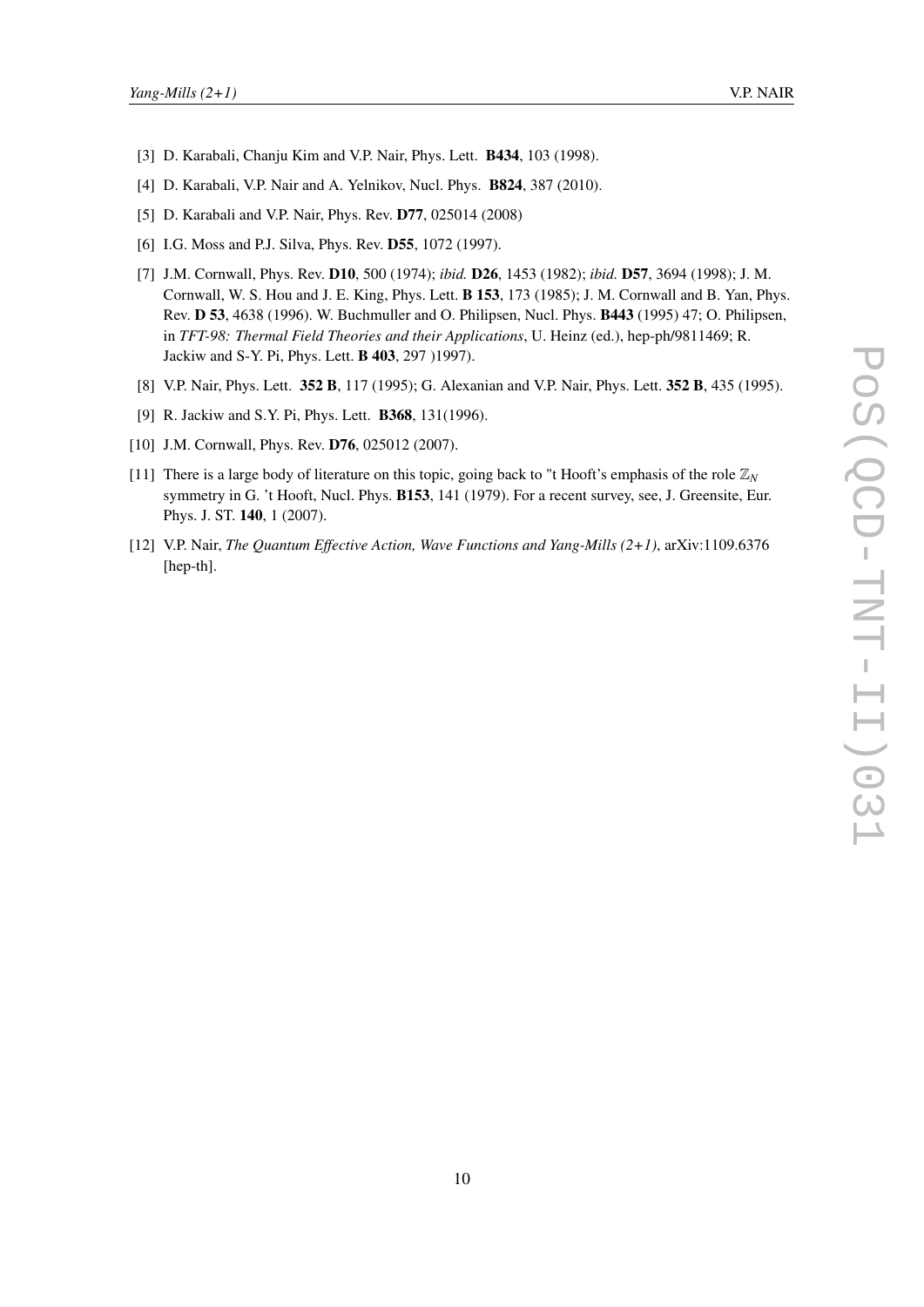[3] D. Karabali, Chanju Kim and V.P. Nair, Phys. Lett. **B434**, 103 (1998).

[4] D. Karabali, V.P. Nair and A. Yelnikov, Nucl. Phys. **B824**, 387 (2010).

[5] D. Karabali and V.P. Nair, Phys. Rev. **D77**, 025014 (2008)

[6] I.G. Moss and P.J. Silva, Phys. Rev. **D55**, 1072 (1997).

[7] J.M. Cornwall, Phys. Rev. **D10**, 500 (1974); *ibid.* **D26**, 1453 (1982); *ibid.* **D57**, 3694 (1998); J. M. Cornwall, W. S. Hou and J. E. King, Phys. Lett. **B 153**, 173 (1985); J. M. Cornwall and B. Yan, Phys. Rev. **D 53**, 4638 (1996). W. Buchmuller and O. Philipsen, Nucl. Phys. **B443** (1995) 47; O. Philipsen, in *TFT-98: Thermal Field Theories and their Applications*, U. Heinz (ed.), hep-ph/9811469; R. Jackiw and S-Y. Pi, Phys. Lett. **B 403**, 297 )1997).

[8] V.P. Nair, Phys. Lett. **352 B**, 117 (1995); G. Alexanian and V.P. Nair, Phys. Lett. **352 B**, 435 (1995).

[9] R. Jackiw and S.Y. Pi, Phys. Lett. **B368**, 131(1996).

[10] J.M. Cornwall, Phys. Rev. **D76**, 025012 (2007).

[11] There is a large body of literature on this topic, going back to "t Hooft's emphasis of the role $\mathbb{Z}_N$ symmetry in G. 't Hooft, Nucl. Phys. **B153**, 141 (1979). For a recent survey, see, J. Greensite, Eur. Phys. J. ST. **140**, 1 (2007).

[12] V.P. Nair, *The Quantum Effective Action, Wave Functions and Yang-Mills (2+1)*, arXiv:1109.6376 [hep-th].